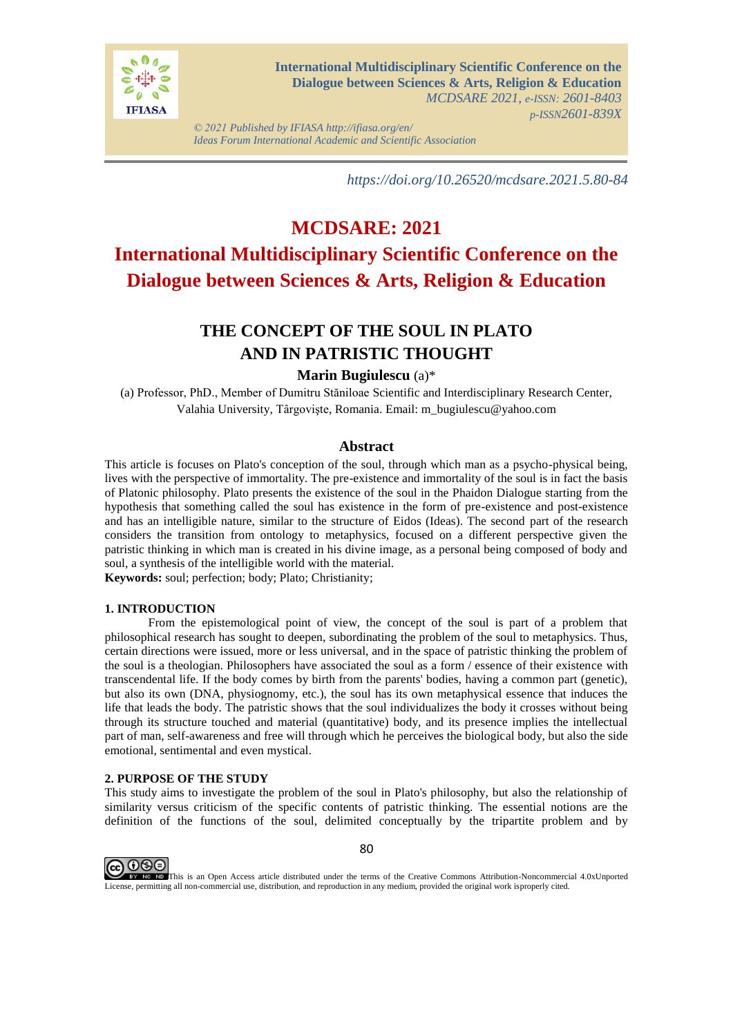https://doi.org/10.26520/mcdsare.2021.5.80-84

# MCDSARE: 2021

# International Multidisciplinary Scientific Conference on the Dialogue between Sciences & Arts, Religion & Education

## THE CONCEPT OF THE SOUL IN PLATO AND IN PATRISTIC THOUGHT

**Marin Bugiulescu** (a)*

(a) Professor, PhD., Member of Dumitru Stăniloae Scientific and Interdisciplinary Research Center, Valahia University, Târgovişte, Romania. Email: m_bugiulescu@yahoo.com

### Abstract

This article is focuses on Plato's conception of the soul, through which man as a psycho-physical being, lives with the perspective of immortality. The pre-existence and immortality of the soul is in fact the basis of Platonic philosophy. Plato presents the existence of the soul in the Phaidon Dialogue starting from the hypothesis that something called the soul has existence in the form of pre-existence and post-existence and has an intelligible nature, similar to the structure of Eidos (Ideas). The second part of the research considers the transition from ontology to metaphysics, focused on a different perspective given the patristic thinking in which man is created in his divine image, as a personal being composed of body and soul, a synthesis of the intelligible world with the material.

**Keywords:** soul; perfection; body; Plato; Christianity;

### 1. INTRODUCTION

From the epistemological point of view, the concept of the soul is part of a problem that philosophical research has sought to deepen, subordinating the problem of the soul to metaphysics. Thus, certain directions were issued, more or less universal, and in the space of patristic thinking the problem of the soul is a theologian. Philosophers have associated the soul as a form / essence of their existence with transcendental life. If the body comes by birth from the parents' bodies, having a common part (genetic), but also its own (DNA, physiognomy, etc.), the soul has its own metaphysical essence that induces the life that leads the body. The patristic shows that the soul individualizes the body it crosses without being through its structure touched and material (quantitative) body, and its presence implies the intellectual part of man, self-awareness and free will through which he perceives the biological body, but also the side emotional, sentimental and even mystical.

### 2. PURPOSE OF THE STUDY

This study aims to investigate the problem of the soul in Plato's philosophy, but also the relationship of similarity versus criticism of the specific contents of patristic thinking. The essential notions are the definition of the functions of the soul, delimited conceptually by the tripartite problem and by

This is an Open Access article distributed under the terms of the Creative Commons Attribution-Noncommercial 4.0xUnported License, permitting all non-commercial use, distribution, and reproduction in any medium, provided the original work isproperly cited.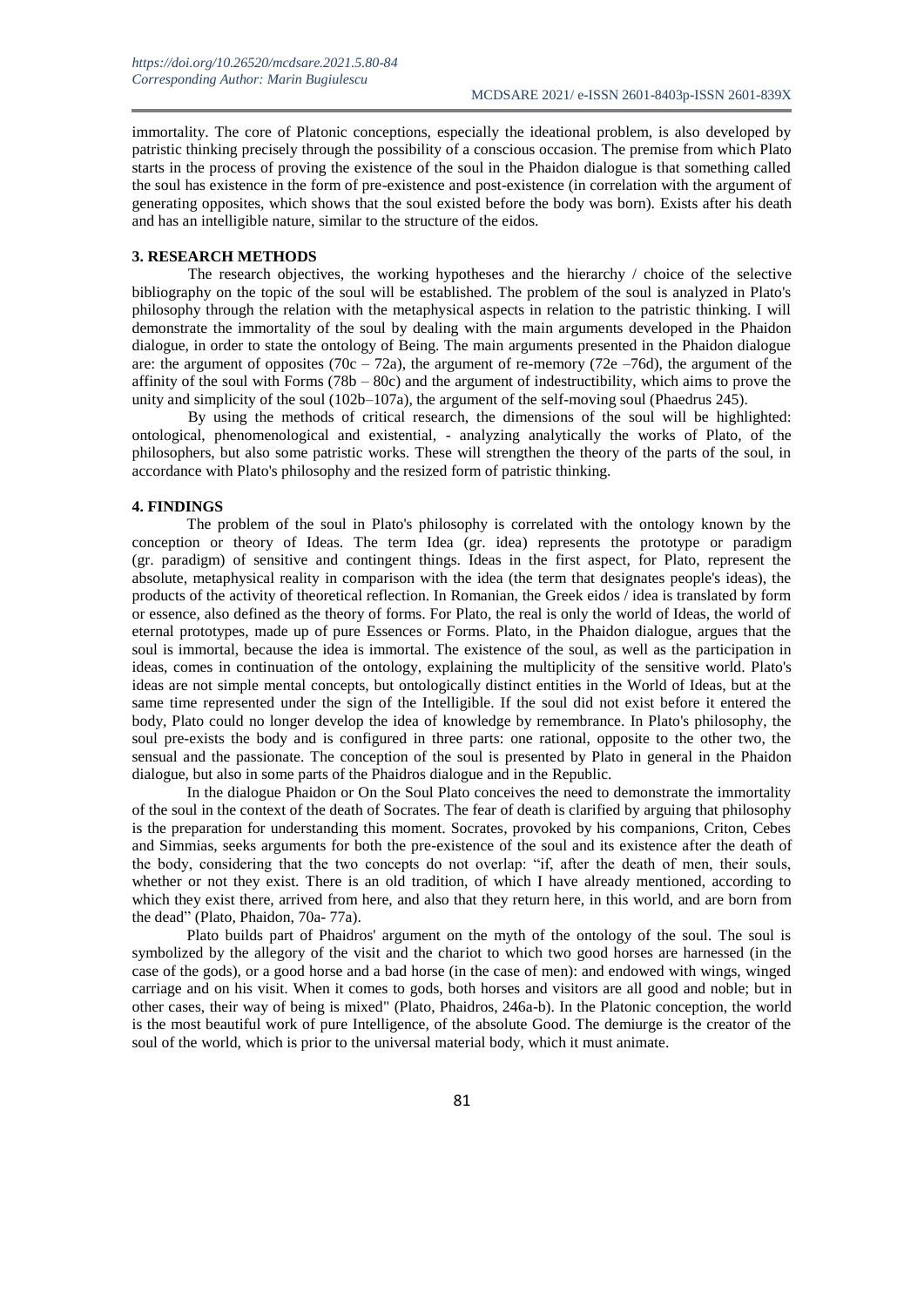immortality. The core of Platonic conceptions, especially the ideational problem, is also developed by patristic thinking precisely through the possibility of a conscious occasion. The premise from which Plato starts in the process of proving the existence of the soul in the Phaidon dialogue is that something called the soul has existence in the form of pre-existence and post-existence (in correlation with the argument of generating opposites, which shows that the soul existed before the body was born). Exists after his death and has an intelligible nature, similar to the structure of the eidos.

## 3. RESEARCH METHODS

The research objectives, the working hypotheses and the hierarchy / choice of the selective bibliography on the topic of the soul will be established. The problem of the soul is analyzed in Plato's philosophy through the relation with the metaphysical aspects in relation to the patristic thinking. I will demonstrate the immortality of the soul by dealing with the main arguments developed in the Phaidon dialogue, in order to state the ontology of Being. The main arguments presented in the Phaidon dialogue are: the argument of opposites (70c – 72a), the argument of re-memory (72e –76d), the argument of the affinity of the soul with Forms (78b – 80c) and the argument of indestructibility, which aims to prove the unity and simplicity of the soul (102b–107a), the argument of the self-moving soul (Phaedrus 245).

By using the methods of critical research, the dimensions of the soul will be highlighted: ontological, phenomenological and existential, - analyzing analytically the works of Plato, of the philosophers, but also some patristic works. These will strengthen the theory of the parts of the soul, in accordance with Plato's philosophy and the resized form of patristic thinking.

## 4. FINDINGS

The problem of the soul in Plato's philosophy is correlated with the ontology known by the conception or theory of Ideas. The term Idea (gr. idea) represents the prototype or paradigm (gr. paradigm) of sensitive and contingent things. Ideas in the first aspect, for Plato, represent the absolute, metaphysical reality in comparison with the idea (the term that designates people's ideas), the products of the activity of theoretical reflection. In Romanian, the Greek eidos / idea is translated by form or essence, also defined as the theory of forms. For Plato, the real is only the world of Ideas, the world of eternal prototypes, made up of pure Essences or Forms. Plato, in the Phaidon dialogue, argues that the soul is immortal, because the idea is immortal. The existence of the soul, as well as the participation in ideas, comes in continuation of the ontology, explaining the multiplicity of the sensitive world. Plato's ideas are not simple mental concepts, but ontologically distinct entities in the World of Ideas, but at the same time represented under the sign of the Intelligible. If the soul did not exist before it entered the body, Plato could no longer develop the idea of knowledge by remembrance. In Plato's philosophy, the soul pre-exists the body and is configured in three parts: one rational, opposite to the other two, the sensual and the passionate. The conception of the soul is presented by Plato in general in the Phaidon dialogue, but also in some parts of the Phaidros dialogue and in the Republic.

In the dialogue Phaidon or On the Soul Plato conceives the need to demonstrate the immortality of the soul in the context of the death of Socrates. The fear of death is clarified by arguing that philosophy is the preparation for understanding this moment. Socrates, provoked by his companions, Criton, Cebes and Simmias, seeks arguments for both the pre-existence of the soul and its existence after the death of the body, considering that the two concepts do not overlap: "if, after the death of men, their souls, whether or not they exist. There is an old tradition, of which I have already mentioned, according to which they exist there, arrived from here, and also that they return here, in this world, and are born from the dead" (Plato, Phaidon, 70a- 77a).

Plato builds part of Phaidros' argument on the myth of the ontology of the soul. The soul is symbolized by the allegory of the visit and the chariot to which two good horses are harnessed (in the case of the gods), or a good horse and a bad horse (in the case of men): and endowed with wings, winged carriage and on his visit. When it comes to gods, both horses and visitors are all good and noble; but in other cases, their way of being is mixed" (Plato, Phaidros, 246a-b). In the Platonic conception, the world is the most beautiful work of pure Intelligence, of the absolute Good. The demiurge is the creator of the soul of the world, which is prior to the universal material body, which it must animate.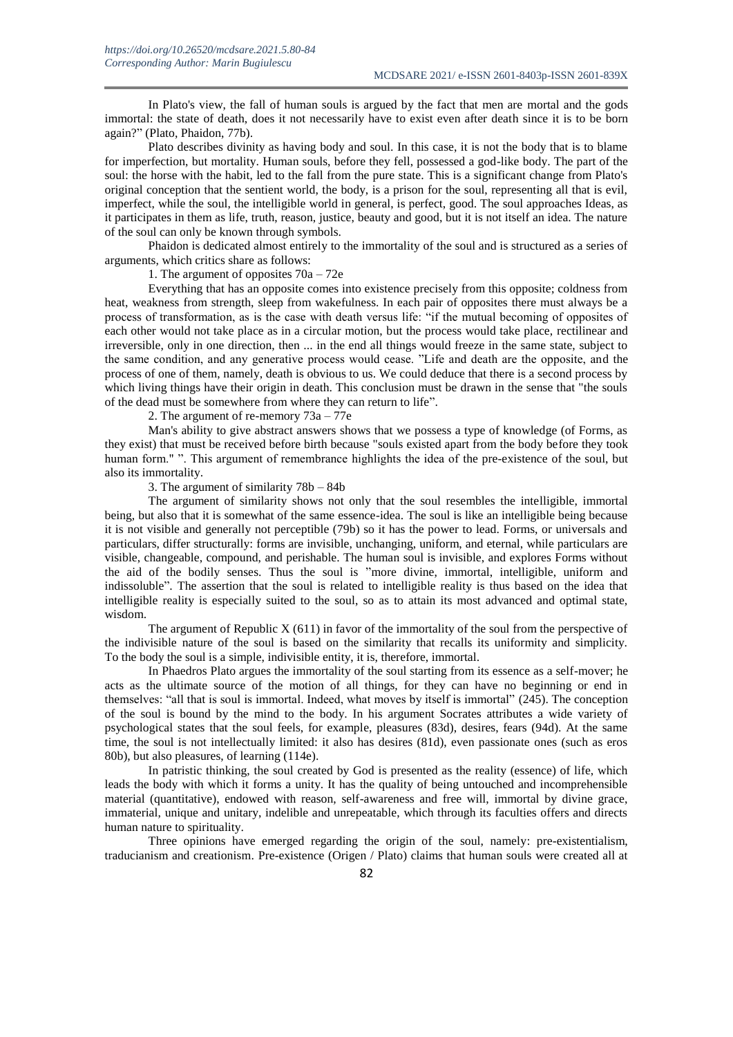In Plato's view, the fall of human souls is argued by the fact that men are mortal and the gods immortal: the state of death, does it not necessarily have to exist even after death since it is to be born again?" (Plato, Phaidon, 77b).

Plato describes divinity as having body and soul. In this case, it is not the body that is to blame for imperfection, but mortality. Human souls, before they fell, possessed a god-like body. The part of the soul: the horse with the habit, led to the fall from the pure state. This is a significant change from Plato's original conception that the sentient world, the body, is a prison for the soul, representing all that is evil, imperfect, while the soul, the intelligible world in general, is perfect, good. The soul approaches Ideas, as it participates in them as life, truth, reason, justice, beauty and good, but it is not itself an idea. The nature of the soul can only be known through symbols.

Phaidon is dedicated almost entirely to the immortality of the soul and is structured as a series of arguments, which critics share as follows:

1. The argument of opposites 70a – 72e

Everything that has an opposite comes into existence precisely from this opposite; coldness from heat, weakness from strength, sleep from wakefulness. In each pair of opposites there must always be a process of transformation, as is the case with death versus life: "if the mutual becoming of opposites of each other would not take place as in a circular motion, but the process would take place, rectilinear and irreversible, only in one direction, then ... in the end all things would freeze in the same state, subject to the same condition, and any generative process would cease. "Life and death are the opposite, and the process of one of them, namely, death is obvious to us. We could deduce that there is a second process by which living things have their origin in death. This conclusion must be drawn in the sense that "the souls of the dead must be somewhere from where they can return to life".

2. The argument of re-memory 73a – 77e

Man's ability to give abstract answers shows that we possess a type of knowledge (of Forms, as they exist) that must be received before birth because "souls existed apart from the body before they took human form." ". This argument of remembrance highlights the idea of the pre-existence of the soul, but also its immortality.

3. The argument of similarity 78b – 84b

The argument of similarity shows not only that the soul resembles the intelligible, immortal being, but also that it is somewhat of the same essence-idea. The soul is like an intelligible being because it is not visible and generally not perceptible (79b) so it has the power to lead. Forms, or universals and particulars, differ structurally: forms are invisible, unchanging, uniform, and eternal, while particulars are visible, changeable, compound, and perishable. The human soul is invisible, and explores Forms without the aid of the bodily senses. Thus the soul is "more divine, immortal, intelligible, uniform and indissoluble". The assertion that the soul is related to intelligible reality is thus based on the idea that intelligible reality is especially suited to the soul, so as to attain its most advanced and optimal state, wisdom.

The argument of Republic X (611) in favor of the immortality of the soul from the perspective of the indivisible nature of the soul is based on the similarity that recalls its uniformity and simplicity. To the body the soul is a simple, indivisible entity, it is, therefore, immortal.

In Phaedros Plato argues the immortality of the soul starting from its essence as a self-mover; he acts as the ultimate source of the motion of all things, for they can have no beginning or end in themselves: "all that is soul is immortal. Indeed, what moves by itself is immortal" (245). The conception of the soul is bound by the mind to the body. In his argument Socrates attributes a wide variety of psychological states that the soul feels, for example, pleasures (83d), desires, fears (94d). At the same time, the soul is not intellectually limited: it also has desires (81d), even passionate ones (such as eros 80b), but also pleasures, of learning (114e).

In patristic thinking, the soul created by God is presented as the reality (essence) of life, which leads the body with which it forms a unity. It has the quality of being untouched and incomprehensible material (quantitative), endowed with reason, self-awareness and free will, immortal by divine grace, immaterial, unique and unitary, indelible and unrepeatable, which through its faculties offers and directs human nature to spirituality.

Three opinions have emerged regarding the origin of the soul, namely: pre-existentialism, traducianism and creationism. Pre-existence (Origen / Plato) claims that human souls were created all at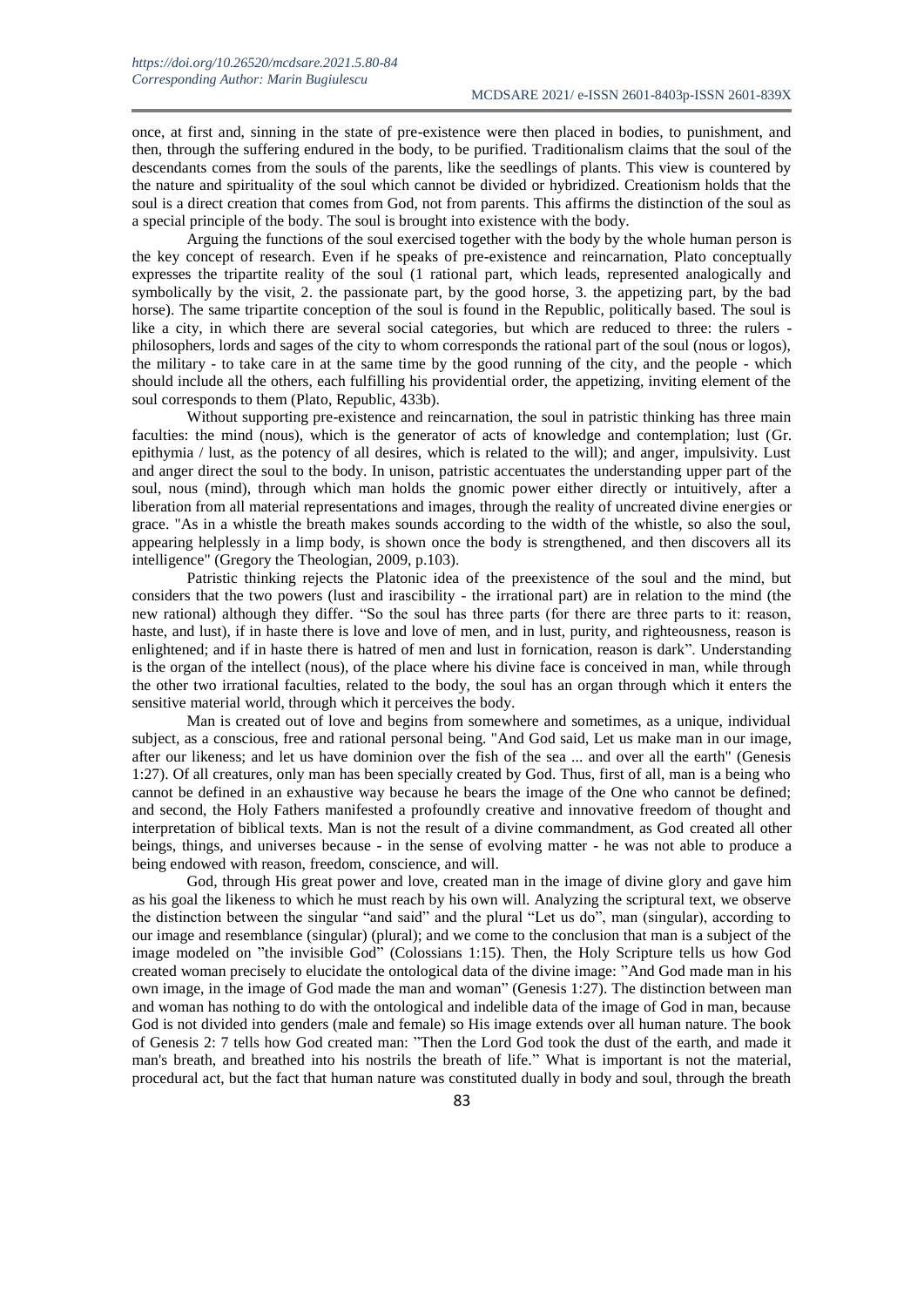once, at first and, sinning in the state of pre-existence were then placed in bodies, to punishment, and then, through the suffering endured in the body, to be purified. Traditionalism claims that the soul of the descendants comes from the souls of the parents, like the seedlings of plants. This view is countered by the nature and spirituality of the soul which cannot be divided or hybridized. Creationism holds that the soul is a direct creation that comes from God, not from parents. This affirms the distinction of the soul as a special principle of the body. The soul is brought into existence with the body.

Arguing the functions of the soul exercised together with the body by the whole human person is the key concept of research. Even if he speaks of pre-existence and reincarnation, Plato conceptually expresses the tripartite reality of the soul (1 rational part, which leads, represented analogically and symbolically by the visit, 2. the passionate part, by the good horse, 3. the appetizing part, by the bad horse). The same tripartite conception of the soul is found in the Republic, politically based. The soul is like a city, in which there are several social categories, but which are reduced to three: the rulers - philosophers, lords and sages of the city to whom corresponds the rational part of the soul (nous or logos), the military - to take care in at the same time by the good running of the city, and the people - which should include all the others, each fulfilling his providential order, the appetizing, inviting element of the soul corresponds to them (Plato, Republic, 433b).

Without supporting pre-existence and reincarnation, the soul in patristic thinking has three main faculties: the mind (nous), which is the generator of acts of knowledge and contemplation; lust (Gr. epithymia / lust, as the potency of all desires, which is related to the will); and anger, impulsivity. Lust and anger direct the soul to the body. In unison, patristic accentuates the understanding upper part of the soul, nous (mind), through which man holds the gnomic power either directly or intuitively, after a liberation from all material representations and images, through the reality of uncreated divine energies or grace. "As in a whistle the breath makes sounds according to the width of the whistle, so also the soul, appearing helplessly in a limp body, is shown once the body is strengthened, and then discovers all its intelligence" (Gregory the Theologian, 2009, p.103).

Patristic thinking rejects the Platonic idea of the preexistence of the soul and the mind, but considers that the two powers (lust and irascibility - the irrational part) are in relation to the mind (the new rational) although they differ. "So the soul has three parts (for there are three parts to it: reason, haste, and lust), if in haste there is love and love of men, and in lust, purity, and righteousness, reason is enlightened; and if in haste there is hatred of men and lust in fornication, reason is dark". Understanding is the organ of the intellect (nous), of the place where his divine face is conceived in man, while through the other two irrational faculties, related to the body, the soul has an organ through which it enters the sensitive material world, through which it perceives the body.

Man is created out of love and begins from somewhere and sometimes, as a unique, individual subject, as a conscious, free and rational personal being. "And God said, Let us make man in our image, after our likeness; and let us have dominion over the fish of the sea ... and over all the earth" (Genesis 1:27). Of all creatures, only man has been specially created by God. Thus, first of all, man is a being who cannot be defined in an exhaustive way because he bears the image of the One who cannot be defined; and second, the Holy Fathers manifested a profoundly creative and innovative freedom of thought and interpretation of biblical texts. Man is not the result of a divine commandment, as God created all other beings, things, and universes because - in the sense of evolving matter - he was not able to produce a being endowed with reason, freedom, conscience, and will.

God, through His great power and love, created man in the image of divine glory and gave him as his goal the likeness to which he must reach by his own will. Analyzing the scriptural text, we observe the distinction between the singular "and said" and the plural "Let us do", man (singular), according to our image and resemblance (singular) (plural); and we come to the conclusion that man is a subject of the image modeled on "the invisible God" (Colossians 1:15). Then, the Holy Scripture tells us how God created woman precisely to elucidate the ontological data of the divine image: "And God made man in his own image, in the image of God made the man and woman" (Genesis 1:27). The distinction between man and woman has nothing to do with the ontological and indelible data of the image of God in man, because God is not divided into genders (male and female) so His image extends over all human nature. The book of Genesis 2: 7 tells how God created man: "Then the Lord God took the dust of the earth, and made it man's breath, and breathed into his nostrils the breath of life." What is important is not the material, procedural act, but the fact that human nature was constituted dually in body and soul, through the breath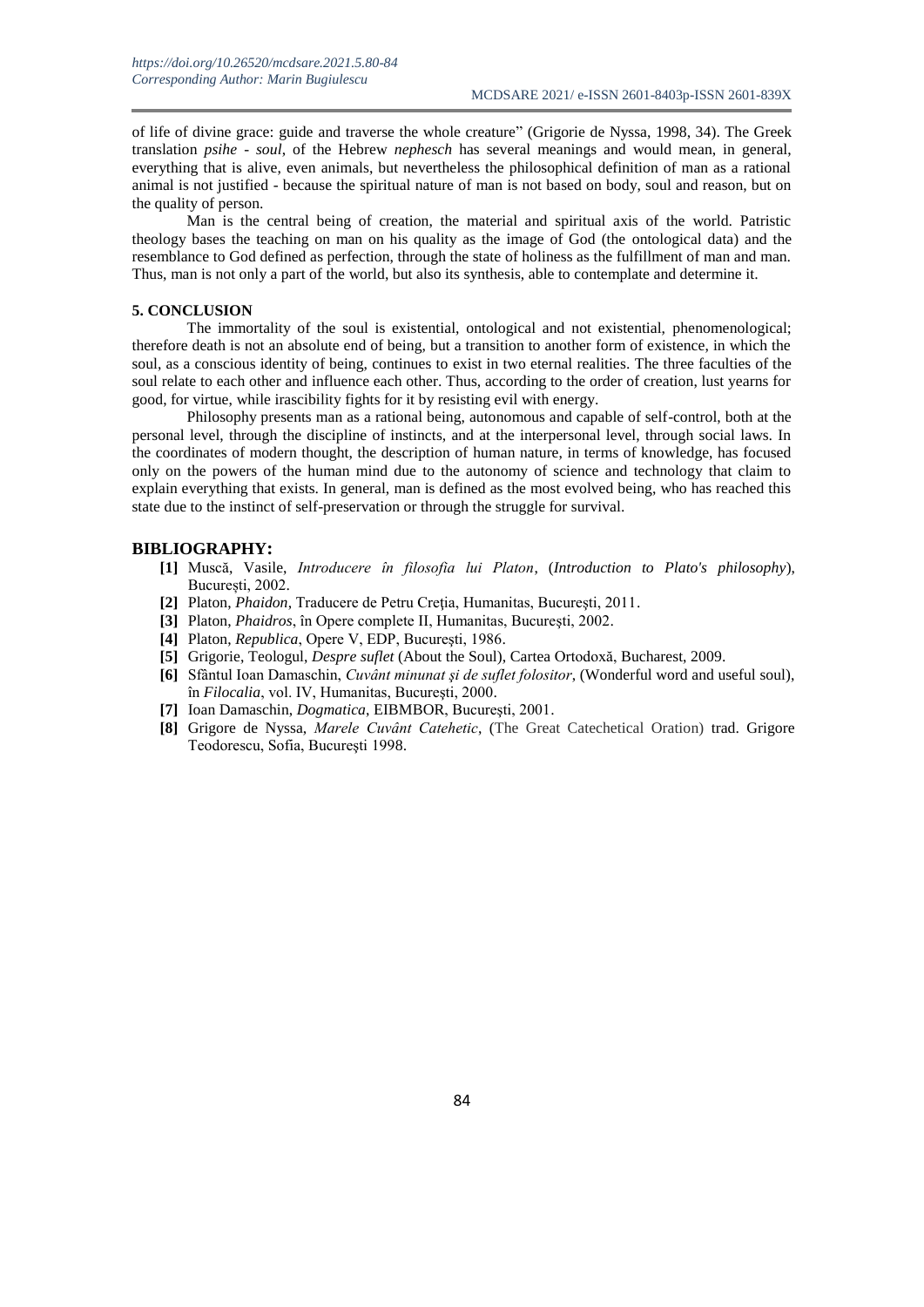of life of divine grace: guide and traverse the whole creature" (Grigorie de Nyssa, 1998, 34). The Greek translation *psihe* - *soul*, of the Hebrew *nephesch* has several meanings and would mean, in general, everything that is alive, even animals, but nevertheless the philosophical definition of man as a rational animal is not justified - because the spiritual nature of man is not based on body, soul and reason, but on the quality of person.

Man is the central being of creation, the material and spiritual axis of the world. Patristic theology bases the teaching on man on his quality as the image of God (the ontological data) and the resemblance to God defined as perfection, through the state of holiness as the fulfillment of man and man. Thus, man is not only a part of the world, but also its synthesis, able to contemplate and determine it.

## 5. CONCLUSION

The immortality of the soul is existential, ontological and not existential, phenomenological; therefore death is not an absolute end of being, but a transition to another form of existence, in which the soul, as a conscious identity of being, continues to exist in two eternal realities. The three faculties of the soul relate to each other and influence each other. Thus, according to the order of creation, lust yearns for good, for virtue, while irascibility fights for it by resisting evil with energy.

Philosophy presents man as a rational being, autonomous and capable of self-control, both at the personal level, through the discipline of instincts, and at the interpersonal level, through social laws. In the coordinates of modern thought, the description of human nature, in terms of knowledge, has focused only on the powers of the human mind due to the autonomy of science and technology that claim to explain everything that exists. In general, man is defined as the most evolved being, who has reached this state due to the instinct of self-preservation or through the struggle for survival.

## BIBLIOGRAPHY:

**[1]** Muscă, Vasile, *Introducere în filosofia lui Platon*, (*Introduction to Plato's philosophy*), București, 2002.

**[2]** Platon, *Phaidon*, Traducere de Petru Creția, Humanitas, București, 2011.

**[3]** Platon, *Phaidros*, în Opere complete II, Humanitas, Bucureşti, 2002.

**[4]** Platon, *Republica*, Opere V, EDP, București, 1986.

**[5]** Grigorie, Teologul, *Despre suflet* (About the Soul), Cartea Ortodoxă, Bucharest, 2009.

**[6]** Sfântul Ioan Damaschin, *Cuvânt minunat şi de suflet folositor*, (Wonderful word and useful soul), în *Filocalia*, vol. IV, Humanitas, Bucureşti, 2000.

**[7]** Ioan Damaschin, *Dogmatica*, EIBMBOR, București, 2001.

**[8]** Grigore de Nyssa, *Marele Cuvânt Catehetic*, (The Great Catechetical Oration) trad. Grigore Teodorescu, Sofia, București 1998.